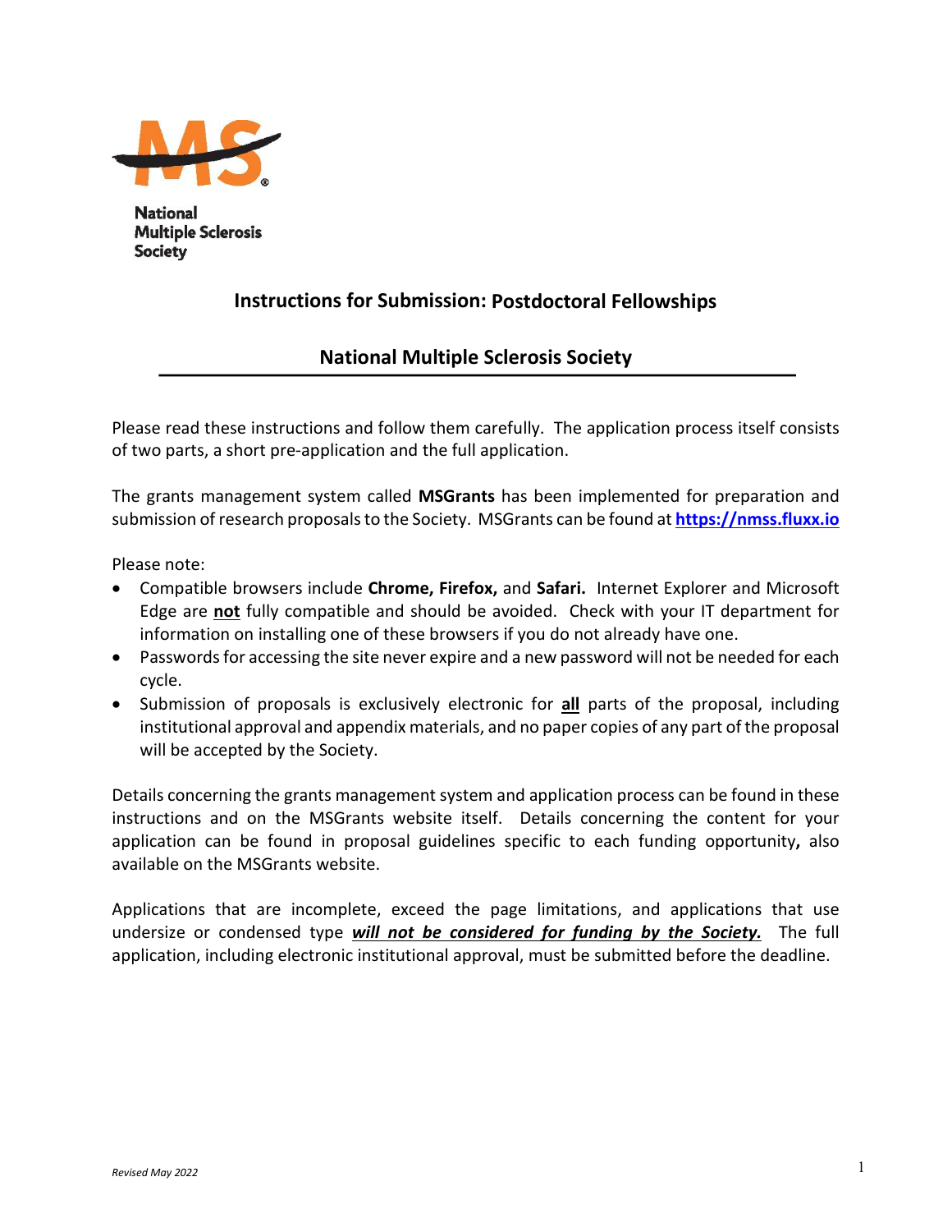National Multiple Sclerosis Society

# Instructions for Submission: Postdoctoral Fellowships

## National Multiple Sclerosis Society

Please read these instructions and follow them carefully. The application process itself consists of two parts, a short pre-application and the full application.

The grants management system called **MSGrants** has been implemented for preparation and submission of research proposals to the Society. MSGrants can be found at **https://nmss.fluxx.io**

Please note:

- Compatible browsers include **Chrome, Firefox,** and **Safari.** Internet Explorer and Microsoft Edge are **not** fully compatible and should be avoided. Check with your IT department for information on installing one of these browsers if you do not already have one.
- Passwords for accessing the site never expire and a new password will not be needed for each cycle.
- Submission of proposals is exclusively electronic for **all** parts of the proposal, including institutional approval and appendix materials, and no paper copies of any part of the proposal will be accepted by the Society.

Details concerning the grants management system and application process can be found in these instructions and on the MSGrants website itself. Details concerning the content for your application can be found in proposal guidelines specific to each funding opportunity**,** also available on the MSGrants website.

Applications that are incomplete, exceed the page limitations, and applications that use undersize or condensed type ***will not be considered for funding by the Society.*** The full application, including electronic institutional approval, must be submitted before the deadline.

*Revised May 2022*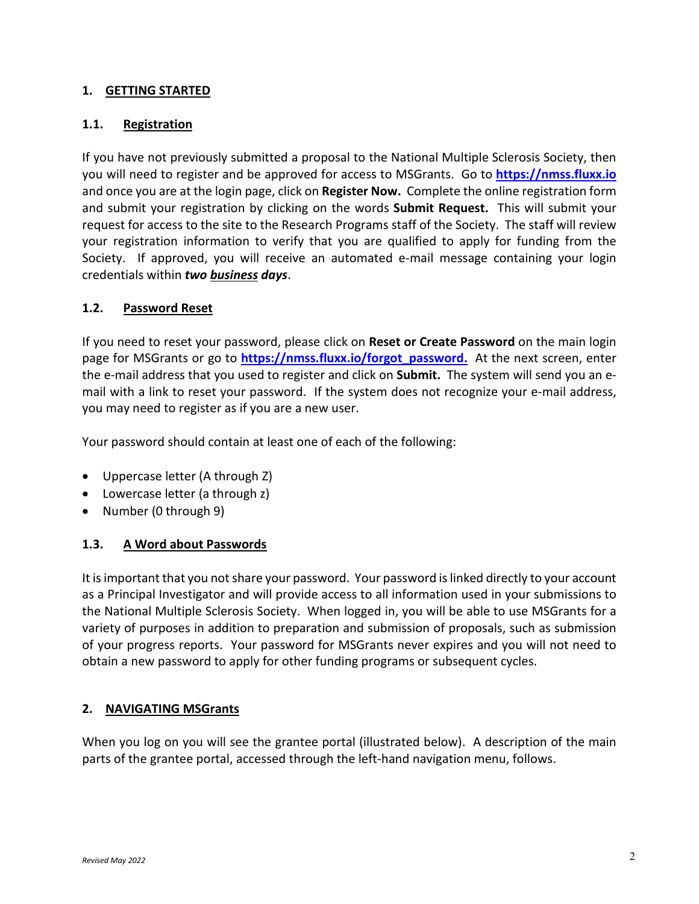## 1. GETTING STARTED

### 1.1. Registration

If you have not previously submitted a proposal to the National Multiple Sclerosis Society, then you will need to register and be approved for access to MSGrants. Go to **https://nmss.fluxx.io** and once you are at the login page, click on **Register Now.** Complete the online registration form and submit your registration by clicking on the words **Submit Request.** This will submit your request for access to the site to the Research Programs staff of the Society. The staff will review your registration information to verify that you are qualified to apply for funding from the Society. If approved, you will receive an automated e-mail message containing your login credentials within ***two business days***.

### 1.2. Password Reset

If you need to reset your password, please click on **Reset or Create Password** on the main login page for MSGrants or go to **https://nmss.fluxx.io/forgot_password.** At the next screen, enter the e-mail address that you used to register and click on **Submit.** The system will send you an e-mail with a link to reset your password. If the system does not recognize your e-mail address, you may need to register as if you are a new user.

Your password should contain at least one of each of the following:

- Uppercase letter (A through Z)
- Lowercase letter (a through z)
- Number (0 through 9)

### 1.3. A Word about Passwords

It is important that you not share your password. Your password is linked directly to your account as a Principal Investigator and will provide access to all information used in your submissions to the National Multiple Sclerosis Society. When logged in, you will be able to use MSGrants for a variety of purposes in addition to preparation and submission of proposals, such as submission of your progress reports. Your password for MSGrants never expires and you will not need to obtain a new password to apply for other funding programs or subsequent cycles.

## 2. NAVIGATING MSGrants

When you log on you will see the grantee portal (illustrated below). A description of the main parts of the grantee portal, accessed through the left-hand navigation menu, follows.

*Revised May 2022*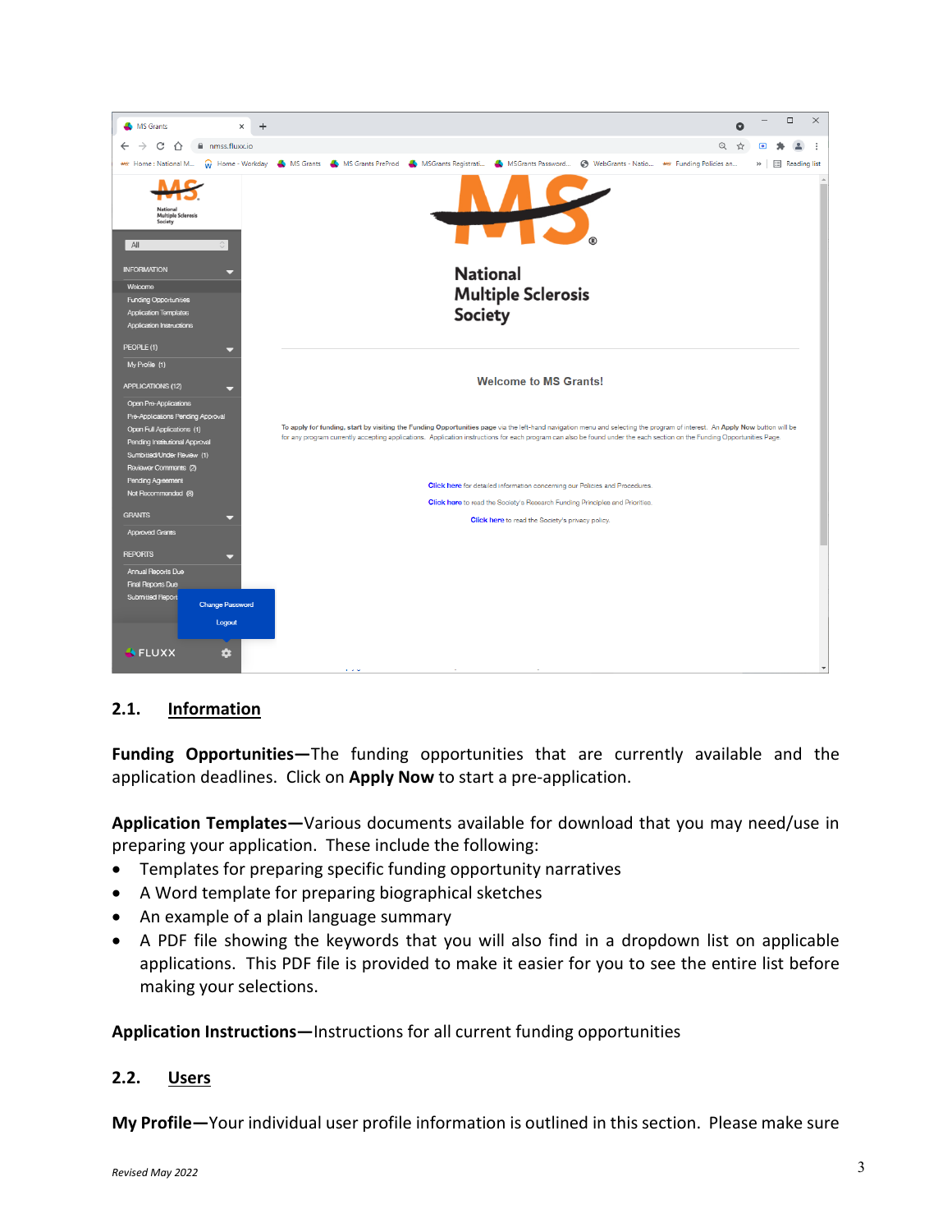## 2.1. Information

**Funding Opportunities—**The funding opportunities that are currently available and the application deadlines. Click on **Apply Now** to start a pre-application.

**Application Templates—**Various documents available for download that you may need/use in preparing your application. These include the following:

- Templates for preparing specific funding opportunity narratives
- A Word template for preparing biographical sketches
- An example of a plain language summary
- A PDF file showing the keywords that you will also find in a dropdown list on applicable applications. This PDF file is provided to make it easier for you to see the entire list before making your selections.

**Application Instructions—**Instructions for all current funding opportunities

## 2.2. Users

**My Profile—**Your individual user profile information is outlined in this section. Please make sure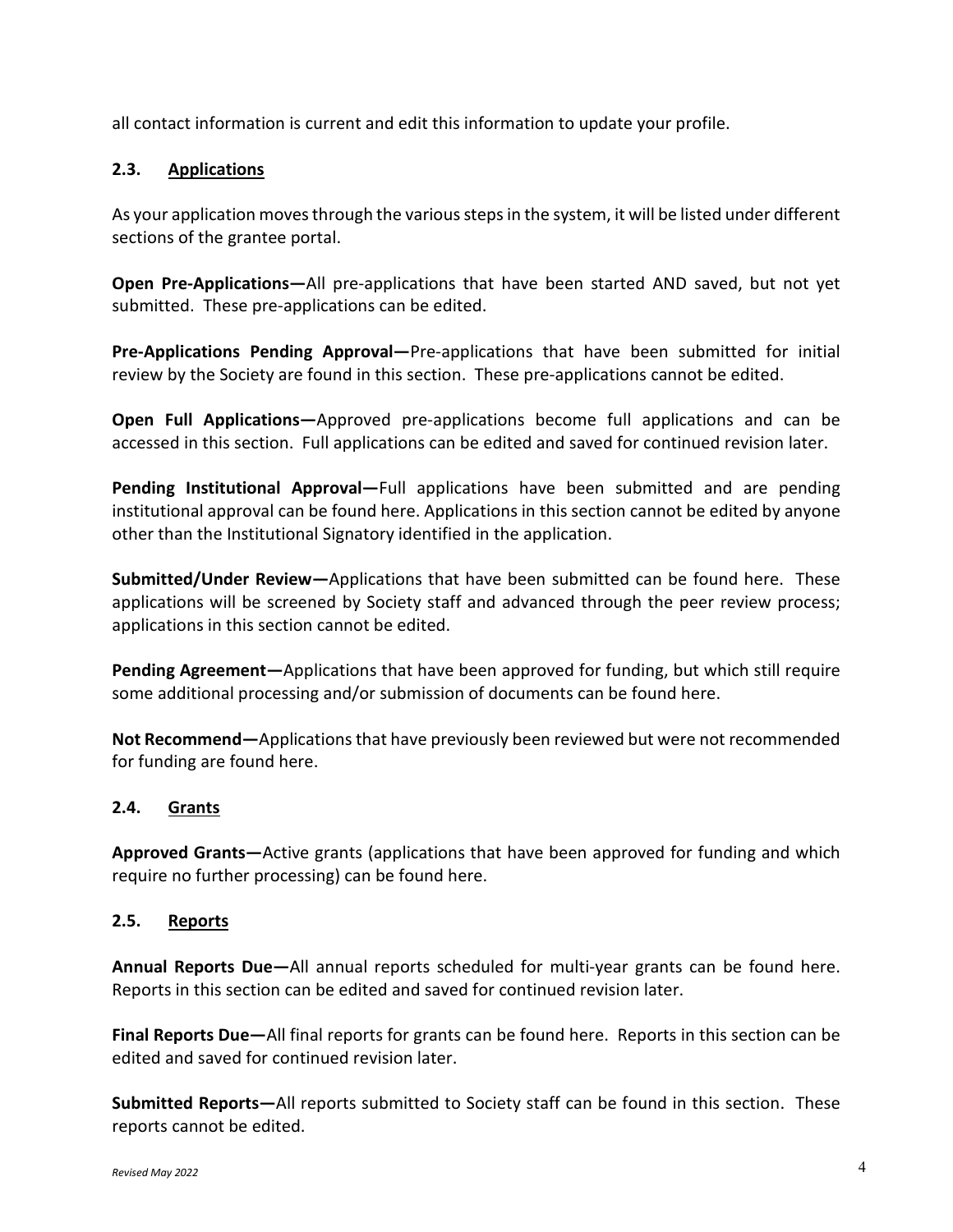all contact information is current and edit this information to update your profile.

### 2.3. Applications

As your application moves through the various steps in the system, it will be listed under different sections of the grantee portal.

**Open Pre-Applications—**All pre-applications that have been started AND saved, but not yet submitted. These pre-applications can be edited.

**Pre-Applications Pending Approval—**Pre-applications that have been submitted for initial review by the Society are found in this section. These pre-applications cannot be edited.

**Open Full Applications—**Approved pre-applications become full applications and can be accessed in this section. Full applications can be edited and saved for continued revision later.

**Pending Institutional Approval—**Full applications have been submitted and are pending institutional approval can be found here. Applications in this section cannot be edited by anyone other than the Institutional Signatory identified in the application.

**Submitted/Under Review—**Applications that have been submitted can be found here. These applications will be screened by Society staff and advanced through the peer review process; applications in this section cannot be edited.

**Pending Agreement—**Applications that have been approved for funding, but which still require some additional processing and/or submission of documents can be found here.

**Not Recommend—**Applications that have previously been reviewed but were not recommended for funding are found here.

### 2.4. Grants

**Approved Grants—**Active grants (applications that have been approved for funding and which require no further processing) can be found here.

### 2.5. Reports

**Annual Reports Due—**All annual reports scheduled for multi-year grants can be found here. Reports in this section can be edited and saved for continued revision later.

**Final Reports Due—**All final reports for grants can be found here. Reports in this section can be edited and saved for continued revision later.

**Submitted Reports—**All reports submitted to Society staff can be found in this section. These reports cannot be edited.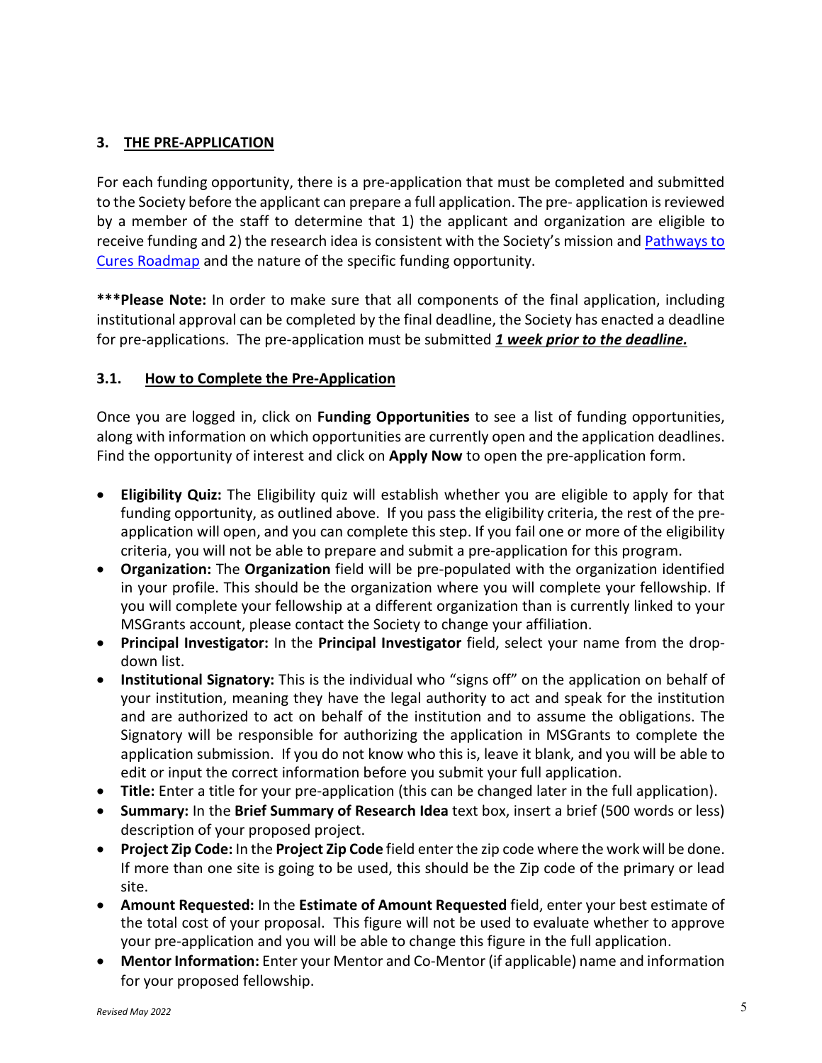## 3. THE PRE-APPLICATION

For each funding opportunity, there is a pre-application that must be completed and submitted to the Society before the applicant can prepare a full application. The pre- application is reviewed by a member of the staff to determine that 1) the applicant and organization are eligible to receive funding and 2) the research idea is consistent with the Society's mission and [Pathways to Cures Roadmap](#) and the nature of the specific funding opportunity.

***Please Note:** In order to make sure that all components of the final application, including institutional approval can be completed by the final deadline, the Society has enacted a deadline for pre-applications. The pre-application must be submitted ***1 week prior to the deadline.***

### 3.1. How to Complete the Pre-Application

Once you are logged in, click on **Funding Opportunities** to see a list of funding opportunities, along with information on which opportunities are currently open and the application deadlines. Find the opportunity of interest and click on **Apply Now** to open the pre-application form.

- **Eligibility Quiz:** The Eligibility quiz will establish whether you are eligible to apply for that funding opportunity, as outlined above. If you pass the eligibility criteria, the rest of the pre-application will open, and you can complete this step. If you fail one or more of the eligibility criteria, you will not be able to prepare and submit a pre-application for this program.
- **Organization:** The **Organization** field will be pre-populated with the organization identified in your profile. This should be the organization where you will complete your fellowship. If you will complete your fellowship at a different organization than is currently linked to your MSGrants account, please contact the Society to change your affiliation.
- **Principal Investigator:** In the **Principal Investigator** field, select your name from the drop-down list.
- **Institutional Signatory:** This is the individual who "signs off" on the application on behalf of your institution, meaning they have the legal authority to act and speak for the institution and are authorized to act on behalf of the institution and to assume the obligations. The Signatory will be responsible for authorizing the application in MSGrants to complete the application submission. If you do not know who this is, leave it blank, and you will be able to edit or input the correct information before you submit your full application.
- **Title:** Enter a title for your pre-application (this can be changed later in the full application).
- **Summary:** In the **Brief Summary of Research Idea** text box, insert a brief (500 words or less) description of your proposed project.
- **Project Zip Code:** In the **Project Zip Code** field enter the zip code where the work will be done. If more than one site is going to be used, this should be the Zip code of the primary or lead site.
- **Amount Requested:** In the **Estimate of Amount Requested** field, enter your best estimate of the total cost of your proposal. This figure will not be used to evaluate whether to approve your pre-application and you will be able to change this figure in the full application.
- **Mentor Information:** Enter your Mentor and Co-Mentor (if applicable) name and information for your proposed fellowship.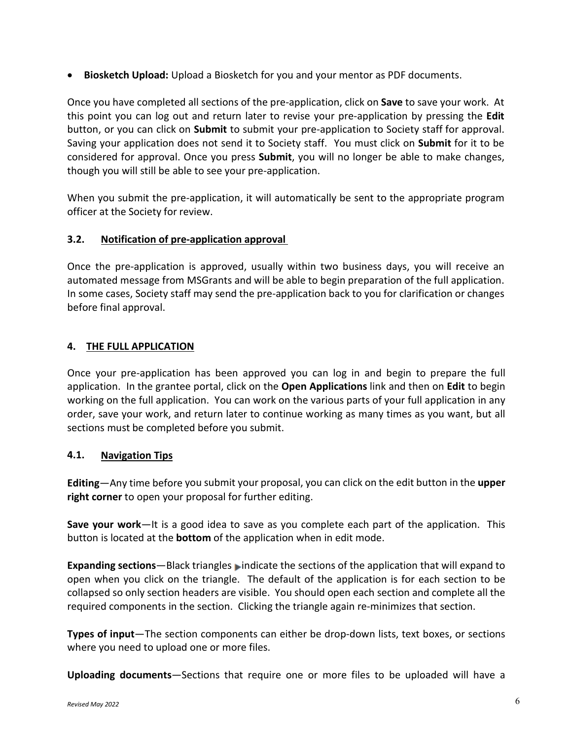- **Biosketch Upload:** Upload a Biosketch for you and your mentor as PDF documents.

Once you have completed all sections of the pre-application, click on **Save** to save your work. At this point you can log out and return later to revise your pre-application by pressing the **Edit** button, or you can click on **Submit** to submit your pre-application to Society staff for approval. Saving your application does not send it to Society staff. You must click on **Submit** for it to be considered for approval. Once you press **Submit**, you will no longer be able to make changes, though you will still be able to see your pre-application.

When you submit the pre-application, it will automatically be sent to the appropriate program officer at the Society for review.

### 3.2. Notification of pre-application approval

Once the pre-application is approved, usually within two business days, you will receive an automated message from MSGrants and will be able to begin preparation of the full application. In some cases, Society staff may send the pre-application back to you for clarification or changes before final approval.

## 4. THE FULL APPLICATION

Once your pre-application has been approved you can log in and begin to prepare the full application. In the grantee portal, click on the **Open Applications** link and then on **Edit** to begin working on the full application. You can work on the various parts of your full application in any order, save your work, and return later to continue working as many times as you want, but all sections must be completed before you submit.

### 4.1. Navigation Tips

**Editing**—Any time before you submit your proposal, you can click on the edit button in the **upper right corner** to open your proposal for further editing.

**Save your work**—It is a good idea to save as you complete each part of the application. This button is located at the **bottom** of the application when in edit mode.

**Expanding sections**—Black triangles ▶ indicate the sections of the application that will expand to open when you click on the triangle. The default of the application is for each section to be collapsed so only section headers are visible. You should open each section and complete all the required components in the section. Clicking the triangle again re-minimizes that section.

**Types of input**—The section components can either be drop-down lists, text boxes, or sections where you need to upload one or more files.

**Uploading documents**—Sections that require one or more files to be uploaded will have a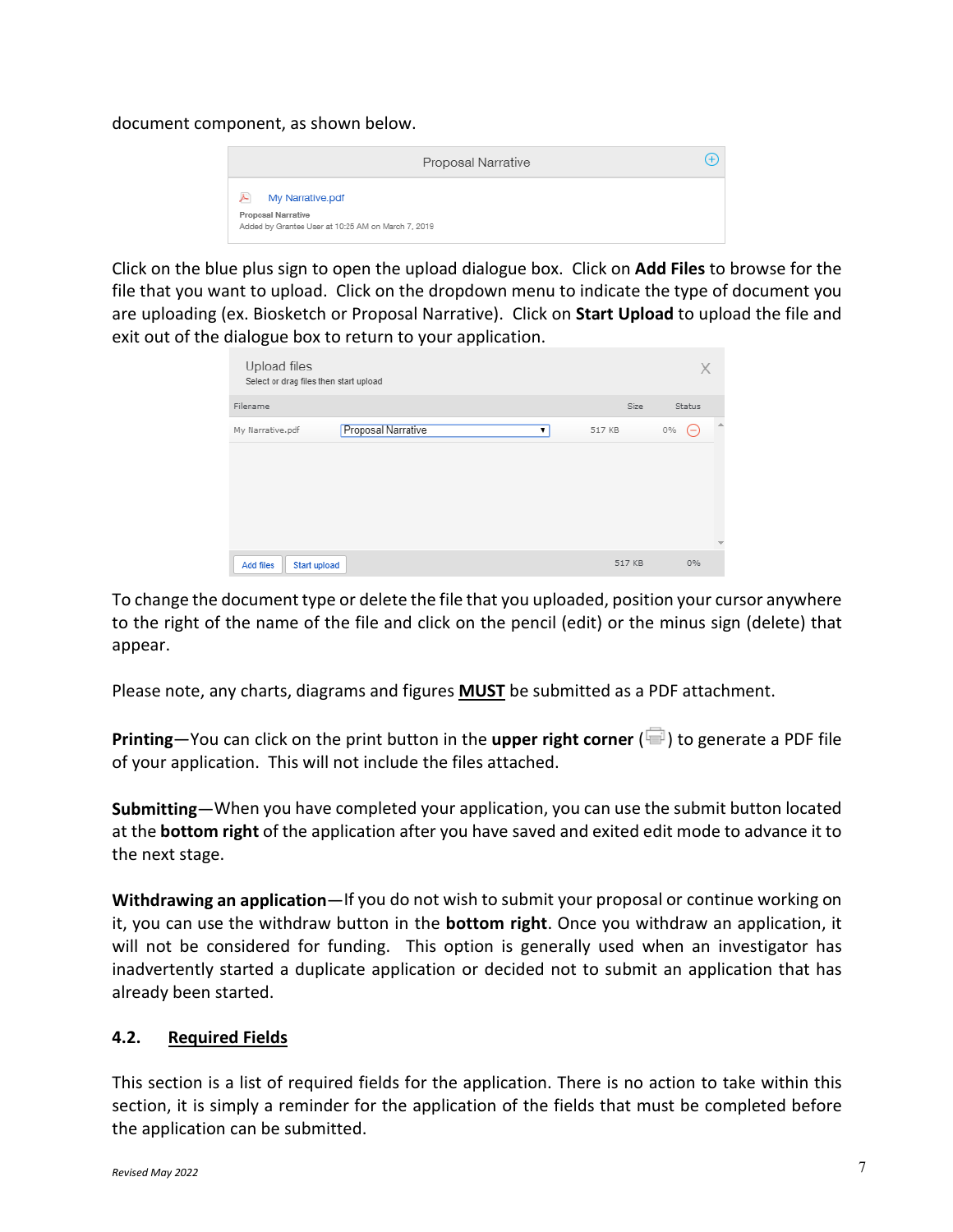document component, as shown below.

Click on the blue plus sign to open the upload dialogue box. Click on **Add Files** to browse for the file that you want to upload. Click on the dropdown menu to indicate the type of document you are uploading (ex. Biosketch or Proposal Narrative). Click on **Start Upload** to upload the file and exit out of the dialogue box to return to your application.

To change the document type or delete the file that you uploaded, position your cursor anywhere to the right of the name of the file and click on the pencil (edit) or the minus sign (delete) that appear.

Please note, any charts, diagrams and figures **MUST** be submitted as a PDF attachment.

**Printing**—You can click on the print button in the **upper right corner** ( ) to generate a PDF file of your application. This will not include the files attached.

**Submitting**—When you have completed your application, you can use the submit button located at the **bottom right** of the application after you have saved and exited edit mode to advance it to the next stage.

**Withdrawing an application**—If you do not wish to submit your proposal or continue working on it, you can use the withdraw button in the **bottom right**. Once you withdraw an application, it will not be considered for funding. This option is generally used when an investigator has inadvertently started a duplicate application or decided not to submit an application that has already been started.

## 4.2. Required Fields

This section is a list of required fields for the application. There is no action to take within this section, it is simply a reminder for the application of the fields that must be completed before the application can be submitted.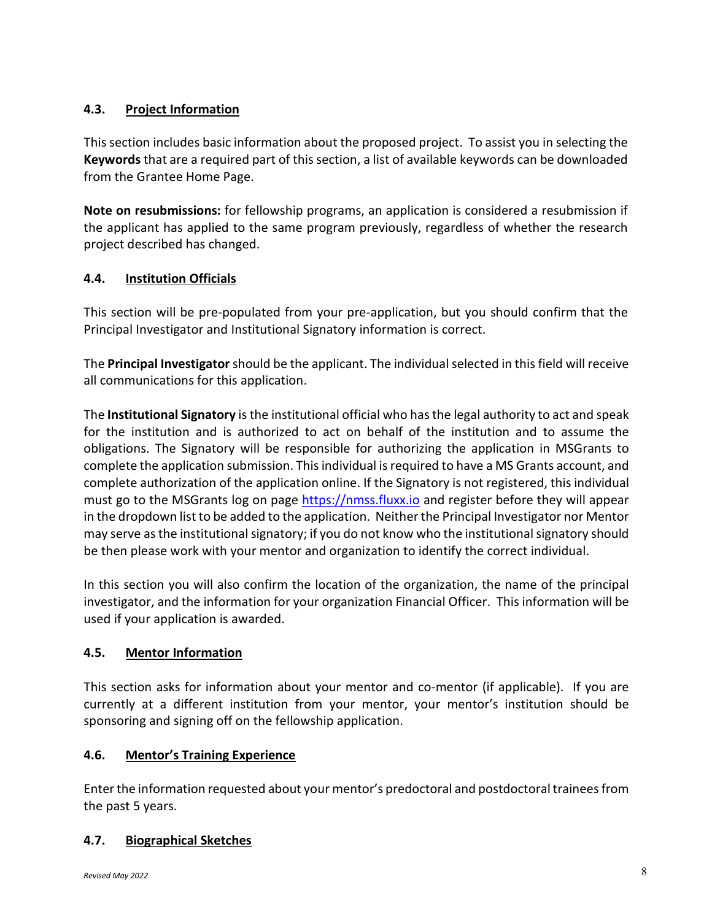### 4.3. Project Information

This section includes basic information about the proposed project. To assist you in selecting the **Keywords** that are a required part of this section, a list of available keywords can be downloaded from the Grantee Home Page.

**Note on resubmissions:** for fellowship programs, an application is considered a resubmission if the applicant has applied to the same program previously, regardless of whether the research project described has changed.

### 4.4. Institution Officials

This section will be pre-populated from your pre-application, but you should confirm that the Principal Investigator and Institutional Signatory information is correct.

The **Principal Investigator** should be the applicant. The individual selected in this field will receive all communications for this application.

The **Institutional Signatory** is the institutional official who has the legal authority to act and speak for the institution and is authorized to act on behalf of the institution and to assume the obligations. The Signatory will be responsible for authorizing the application in MSGrants to complete the application submission. This individual is required to have a MS Grants account, and complete authorization of the application online. If the Signatory is not registered, this individual must go to the MSGrants log on page [https://nmss.fluxx.io](https://nmss.fluxx.io) and register before they will appear in the dropdown list to be added to the application. Neither the Principal Investigator nor Mentor may serve as the institutional signatory; if you do not know who the institutional signatory should be then please work with your mentor and organization to identify the correct individual.

In this section you will also confirm the location of the organization, the name of the principal investigator, and the information for your organization Financial Officer. This information will be used if your application is awarded.

### 4.5. Mentor Information

This section asks for information about your mentor and co-mentor (if applicable). If you are currently at a different institution from your mentor, your mentor's institution should be sponsoring and signing off on the fellowship application.

### 4.6. Mentor's Training Experience

Enter the information requested about your mentor's predoctoral and postdoctoral trainees from the past 5 years.

### 4.7. Biographical Sketches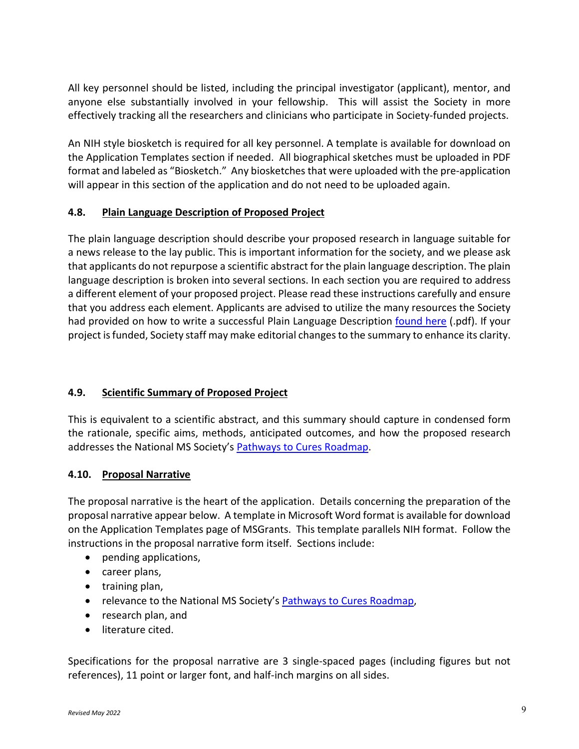All key personnel should be listed, including the principal investigator (applicant), mentor, and anyone else substantially involved in your fellowship. This will assist the Society in more effectively tracking all the researchers and clinicians who participate in Society-funded projects.

An NIH style biosketch is required for all key personnel. A template is available for download on the Application Templates section if needed. All biographical sketches must be uploaded in PDF format and labeled as "Biosketch." Any biosketches that were uploaded with the pre-application will appear in this section of the application and do not need to be uploaded again.

### 4.8. Plain Language Description of Proposed Project

The plain language description should describe your proposed research in language suitable for a news release to the lay public. This is important information for the society, and we please ask that applicants do not repurpose a scientific abstract for the plain language description. The plain language description is broken into several sections. In each section you are required to address a different element of your proposed project. Please read these instructions carefully and ensure that you address each element. Applicants are advised to utilize the many resources the Society had provided on how to write a successful Plain Language Description found here (.pdf). If your project is funded, Society staff may make editorial changes to the summary to enhance its clarity.

### 4.9. Scientific Summary of Proposed Project

This is equivalent to a scientific abstract, and this summary should capture in condensed form the rationale, specific aims, methods, anticipated outcomes, and how the proposed research addresses the National MS Society's Pathways to Cures Roadmap.

### 4.10. Proposal Narrative

The proposal narrative is the heart of the application. Details concerning the preparation of the proposal narrative appear below. A template in Microsoft Word format is available for download on the Application Templates page of MSGrants. This template parallels NIH format. Follow the instructions in the proposal narrative form itself. Sections include:

- pending applications,
- career plans,
- training plan,
- relevance to the National MS Society's Pathways to Cures Roadmap,
- research plan, and
- literature cited.

Specifications for the proposal narrative are 3 single-spaced pages (including figures but not references), 11 point or larger font, and half-inch margins on all sides.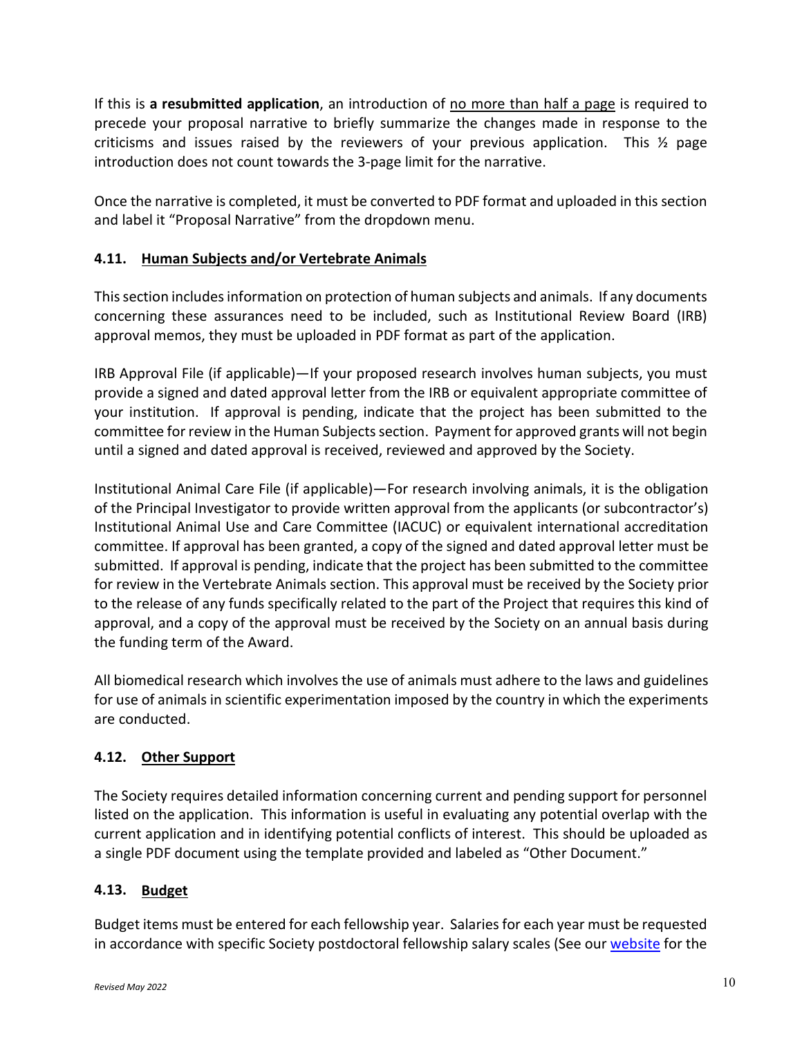If this is **a resubmitted application**, an introduction of no more than half a page is required to precede your proposal narrative to briefly summarize the changes made in response to the criticisms and issues raised by the reviewers of your previous application. This ½ page introduction does not count towards the 3-page limit for the narrative.

Once the narrative is completed, it must be converted to PDF format and uploaded in this section and label it "Proposal Narrative" from the dropdown menu.

### 4.11. Human Subjects and/or Vertebrate Animals

This section includes information on protection of human subjects and animals. If any documents concerning these assurances need to be included, such as Institutional Review Board (IRB) approval memos, they must be uploaded in PDF format as part of the application.

IRB Approval File (if applicable)—If your proposed research involves human subjects, you must provide a signed and dated approval letter from the IRB or equivalent appropriate committee of your institution. If approval is pending, indicate that the project has been submitted to the committee for review in the Human Subjects section. Payment for approved grants will not begin until a signed and dated approval is received, reviewed and approved by the Society.

Institutional Animal Care File (if applicable)—For research involving animals, it is the obligation of the Principal Investigator to provide written approval from the applicants (or subcontractor's) Institutional Animal Use and Care Committee (IACUC) or equivalent international accreditation committee. If approval has been granted, a copy of the signed and dated approval letter must be submitted. If approval is pending, indicate that the project has been submitted to the committee for review in the Vertebrate Animals section. This approval must be received by the Society prior to the release of any funds specifically related to the part of the Project that requires this kind of approval, and a copy of the approval must be received by the Society on an annual basis during the funding term of the Award.

All biomedical research which involves the use of animals must adhere to the laws and guidelines for use of animals in scientific experimentation imposed by the country in which the experiments are conducted.

### 4.12. Other Support

The Society requires detailed information concerning current and pending support for personnel listed on the application. This information is useful in evaluating any potential overlap with the current application and in identifying potential conflicts of interest. This should be uploaded as a single PDF document using the template provided and labeled as "Other Document."

### 4.13. Budget

Budget items must be entered for each fellowship year. Salaries for each year must be requested in accordance with specific Society postdoctoral fellowship salary scales (See our website for the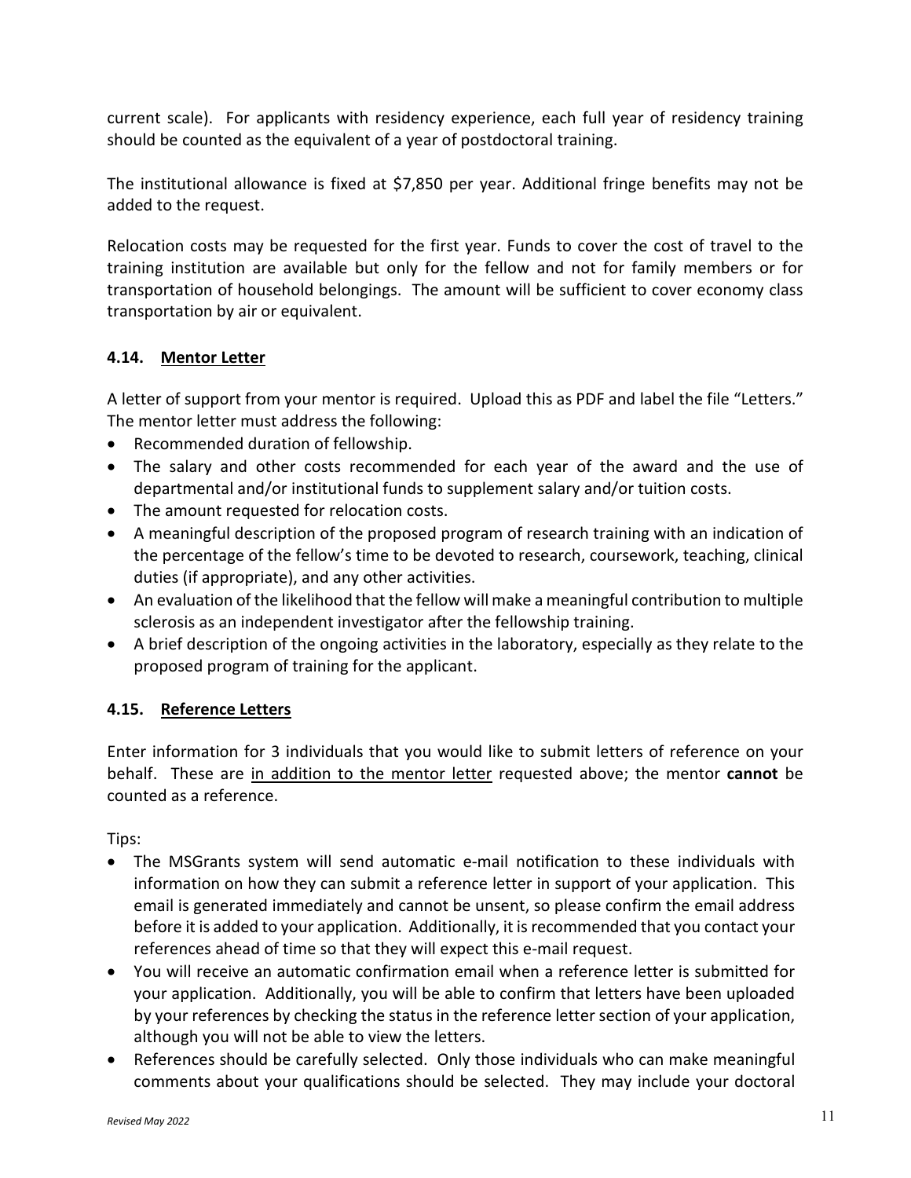current scale). For applicants with residency experience, each full year of residency training should be counted as the equivalent of a year of postdoctoral training.

The institutional allowance is fixed at $7,850 per year. Additional fringe benefits may not be added to the request.

Relocation costs may be requested for the first year. Funds to cover the cost of travel to the training institution are available but only for the fellow and not for family members or for transportation of household belongings. The amount will be sufficient to cover economy class transportation by air or equivalent.

### 4.14. Mentor Letter

A letter of support from your mentor is required. Upload this as PDF and label the file "Letters." The mentor letter must address the following:

- Recommended duration of fellowship.
- The salary and other costs recommended for each year of the award and the use of departmental and/or institutional funds to supplement salary and/or tuition costs.
- The amount requested for relocation costs.
- A meaningful description of the proposed program of research training with an indication of the percentage of the fellow's time to be devoted to research, coursework, teaching, clinical duties (if appropriate), and any other activities.
- An evaluation of the likelihood that the fellow will make a meaningful contribution to multiple sclerosis as an independent investigator after the fellowship training.
- A brief description of the ongoing activities in the laboratory, especially as they relate to the proposed program of training for the applicant.

### 4.15. Reference Letters

Enter information for 3 individuals that you would like to submit letters of reference on your behalf. These are in addition to the mentor letter requested above; the mentor **cannot** be counted as a reference.

Tips:

- The MSGrants system will send automatic e-mail notification to these individuals with information on how they can submit a reference letter in support of your application. This email is generated immediately and cannot be unsent, so please confirm the email address before it is added to your application. Additionally, it is recommended that you contact your references ahead of time so that they will expect this e-mail request.
- You will receive an automatic confirmation email when a reference letter is submitted for your application. Additionally, you will be able to confirm that letters have been uploaded by your references by checking the status in the reference letter section of your application, although you will not be able to view the letters.
- References should be carefully selected. Only those individuals who can make meaningful comments about your qualifications should be selected. They may include your doctoral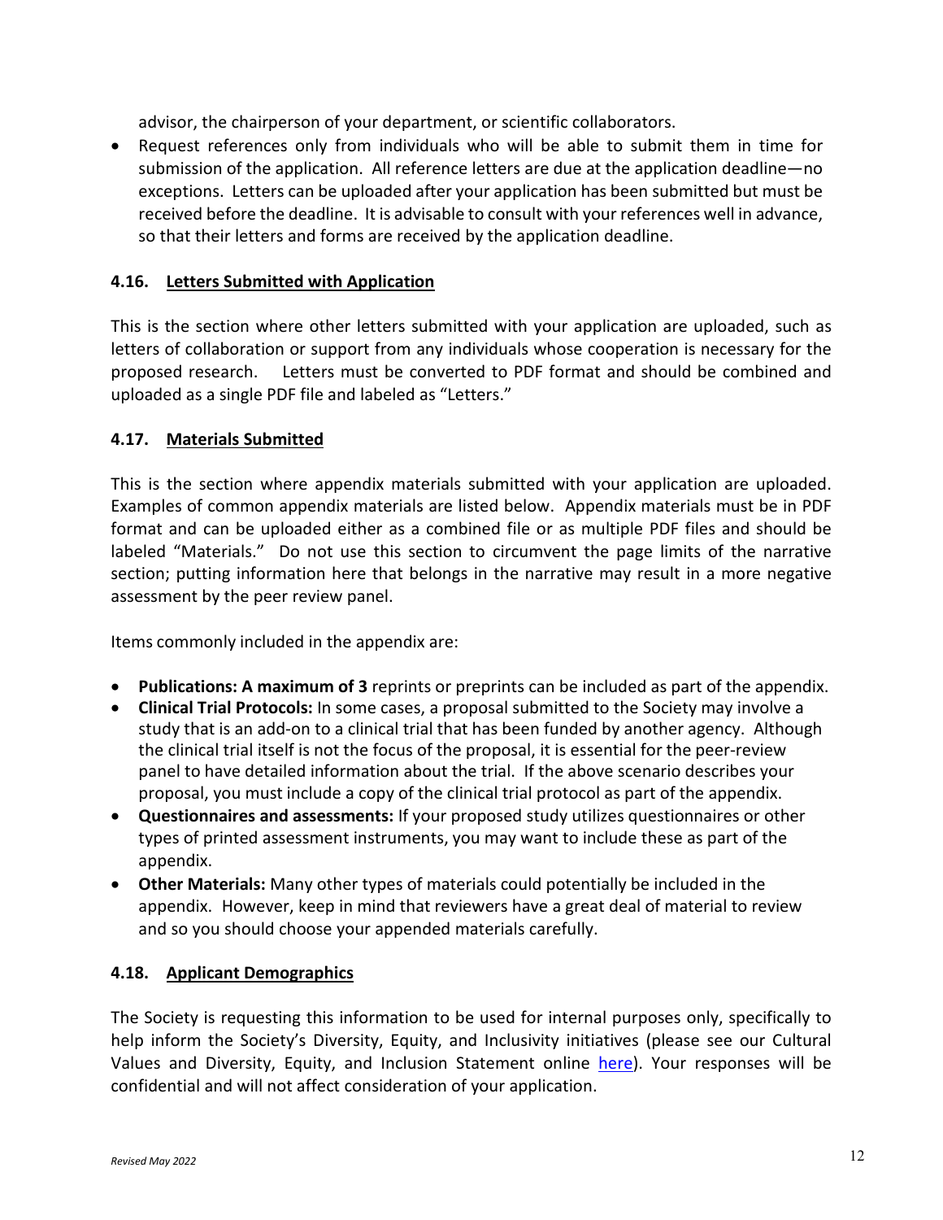advisor, the chairperson of your department, or scientific collaborators.

- Request references only from individuals who will be able to submit them in time for submission of the application. All reference letters are due at the application deadline—no exceptions. Letters can be uploaded after your application has been submitted but must be received before the deadline. It is advisable to consult with your references well in advance, so that their letters and forms are received by the application deadline.

### 4.16. Letters Submitted with Application

This is the section where other letters submitted with your application are uploaded, such as letters of collaboration or support from any individuals whose cooperation is necessary for the proposed research. Letters must be converted to PDF format and should be combined and uploaded as a single PDF file and labeled as "Letters."

### 4.17. Materials Submitted

This is the section where appendix materials submitted with your application are uploaded. Examples of common appendix materials are listed below. Appendix materials must be in PDF format and can be uploaded either as a combined file or as multiple PDF files and should be labeled "Materials." Do not use this section to circumvent the page limits of the narrative section; putting information here that belongs in the narrative may result in a more negative assessment by the peer review panel.

Items commonly included in the appendix are:

- **Publications: A maximum of 3** reprints or preprints can be included as part of the appendix.
- **Clinical Trial Protocols:** In some cases, a proposal submitted to the Society may involve a study that is an add-on to a clinical trial that has been funded by another agency. Although the clinical trial itself is not the focus of the proposal, it is essential for the peer-review panel to have detailed information about the trial. If the above scenario describes your proposal, you must include a copy of the clinical trial protocol as part of the appendix.
- **Questionnaires and assessments:** If your proposed study utilizes questionnaires or other types of printed assessment instruments, you may want to include these as part of the appendix.
- **Other Materials:** Many other types of materials could potentially be included in the appendix. However, keep in mind that reviewers have a great deal of material to review and so you should choose your appended materials carefully.

### 4.18. Applicant Demographics

The Society is requesting this information to be used for internal purposes only, specifically to help inform the Society's Diversity, Equity, and Inclusivity initiatives (please see our Cultural Values and Diversity, Equity, and Inclusion Statement online here). Your responses will be confidential and will not affect consideration of your application.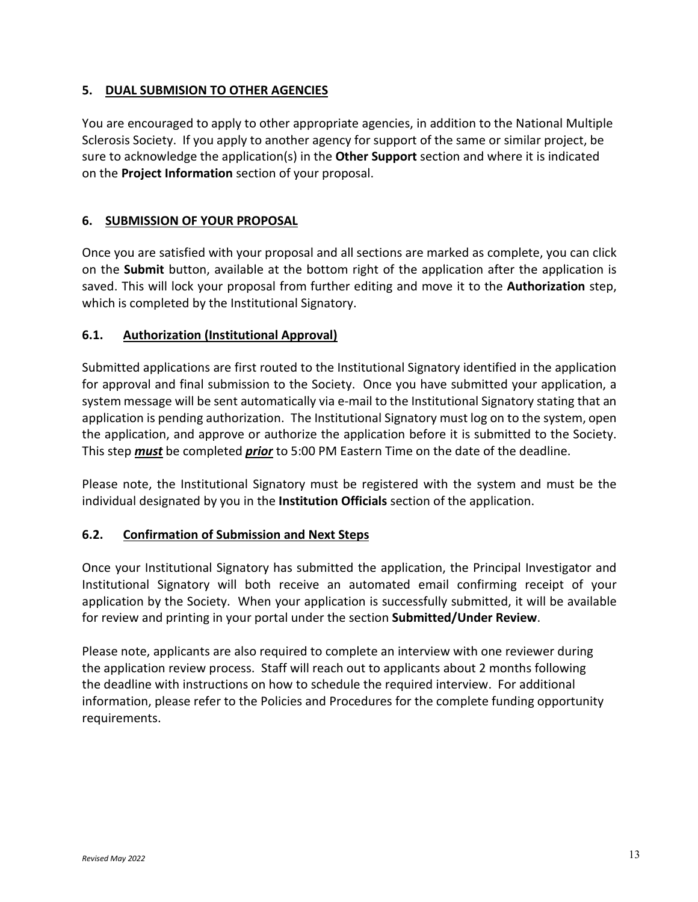## 5. DUAL SUBMISION TO OTHER AGENCIES

You are encouraged to apply to other appropriate agencies, in addition to the National Multiple Sclerosis Society. If you apply to another agency for support of the same or similar project, be sure to acknowledge the application(s) in the **Other Support** section and where it is indicated on the **Project Information** section of your proposal.

## 6. SUBMISSION OF YOUR PROPOSAL

Once you are satisfied with your proposal and all sections are marked as complete, you can click on the **Submit** button, available at the bottom right of the application after the application is saved. This will lock your proposal from further editing and move it to the **Authorization** step, which is completed by the Institutional Signatory.

### 6.1. Authorization (Institutional Approval)

Submitted applications are first routed to the Institutional Signatory identified in the application for approval and final submission to the Society. Once you have submitted your application, a system message will be sent automatically via e-mail to the Institutional Signatory stating that an application is pending authorization. The Institutional Signatory must log on to the system, open the application, and approve or authorize the application before it is submitted to the Society. This step ***must*** be completed ***prior*** to 5:00 PM Eastern Time on the date of the deadline.

Please note, the Institutional Signatory must be registered with the system and must be the individual designated by you in the **Institution Officials** section of the application.

### 6.2. Confirmation of Submission and Next Steps

Once your Institutional Signatory has submitted the application, the Principal Investigator and Institutional Signatory will both receive an automated email confirming receipt of your application by the Society. When your application is successfully submitted, it will be available for review and printing in your portal under the section **Submitted/Under Review**.

Please note, applicants are also required to complete an interview with one reviewer during the application review process. Staff will reach out to applicants about 2 months following the deadline with instructions on how to schedule the required interview. For additional information, please refer to the Policies and Procedures for the complete funding opportunity requirements.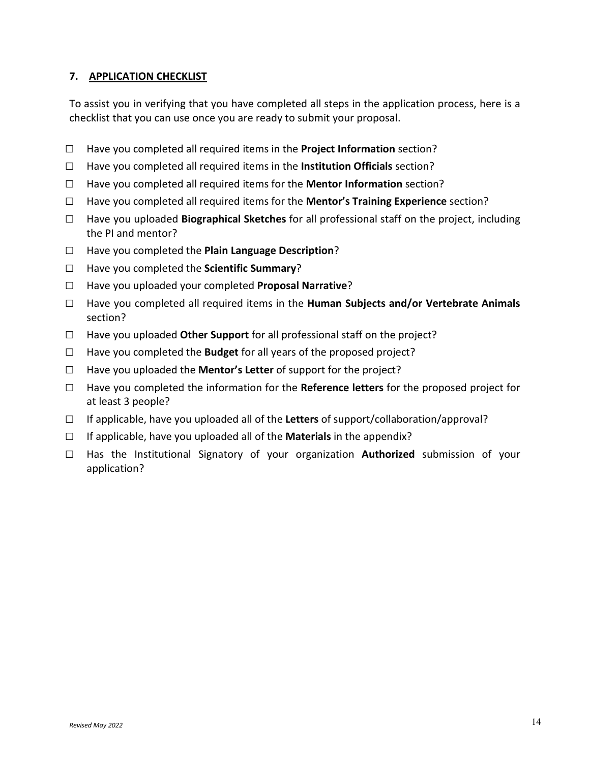## 7. APPLICATION CHECKLIST

To assist you in verifying that you have completed all steps in the application process, here is a checklist that you can use once you are ready to submit your proposal.

- ☐ Have you completed all required items in the **Project Information** section?
- ☐ Have you completed all required items in the **Institution Officials** section?
- ☐ Have you completed all required items for the **Mentor Information** section?
- ☐ Have you completed all required items for the **Mentor's Training Experience** section?
- ☐ Have you uploaded **Biographical Sketches** for all professional staff on the project, including the PI and mentor?
- ☐ Have you completed the **Plain Language Description**?
- ☐ Have you completed the **Scientific Summary**?
- ☐ Have you uploaded your completed **Proposal Narrative**?
- ☐ Have you completed all required items in the **Human Subjects and/or Vertebrate Animals** section?
- ☐ Have you uploaded **Other Support** for all professional staff on the project?
- ☐ Have you completed the **Budget** for all years of the proposed project?
- ☐ Have you uploaded the **Mentor's Letter** of support for the project?
- ☐ Have you completed the information for the **Reference letters** for the proposed project for at least 3 people?
- ☐ If applicable, have you uploaded all of the **Letters** of support/collaboration/approval?
- ☐ If applicable, have you uploaded all of the **Materials** in the appendix?
- ☐ Has the Institutional Signatory of your organization **Authorized** submission of your application?

*Revised May 2022*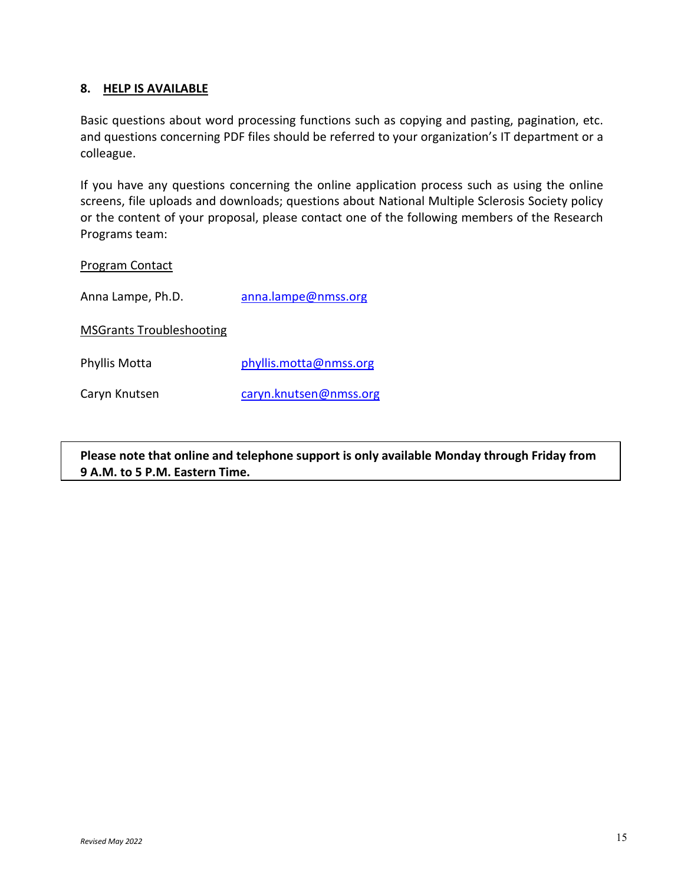## 8. HELP IS AVAILABLE

Basic questions about word processing functions such as copying and pasting, pagination, etc. and questions concerning PDF files should be referred to your organization's IT department or a colleague.

If you have any questions concerning the online application process such as using the online screens, file uploads and downloads; questions about National Multiple Sclerosis Society policy or the content of your proposal, please contact one of the following members of the Research Programs team:

Program Contact

Anna Lampe, Ph.D. anna.lampe@nmss.org

MSGrants Troubleshooting

Phyllis Motta phyllis.motta@nmss.org

Caryn Knutsen caryn.knutsen@nmss.org

**Please note that online and telephone support is only available Monday through Friday from 9 A.M. to 5 P.M. Eastern Time.**

*Revised May 2022*